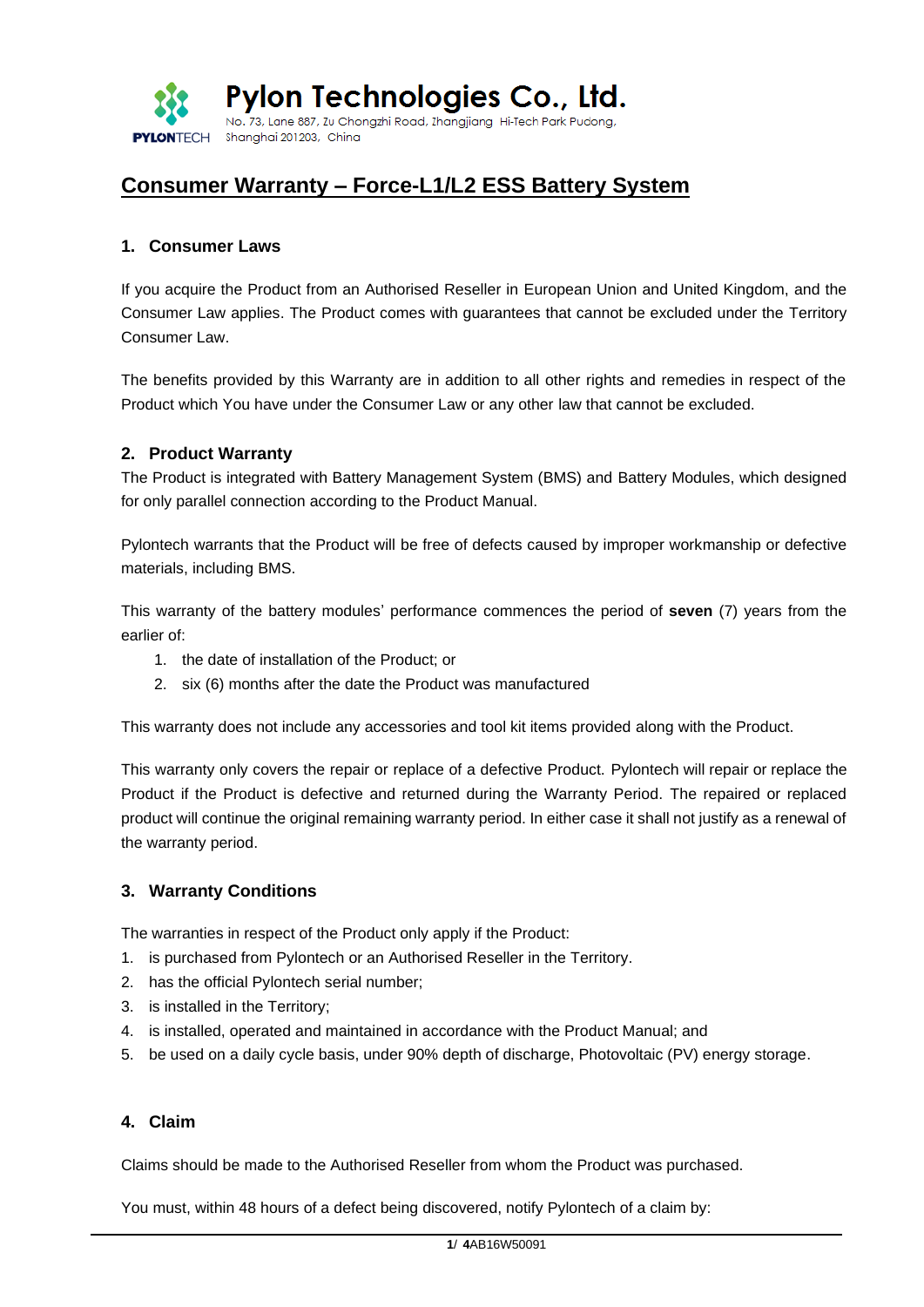**Pylon Technologies Co., Ltd.**
No. 73, Lane 887, Zu Chongzhi Road, Zhangjiang Hi-Tech Park Pudong, Shanghai 201203, China

# Consumer Warranty – Force-L1/L2 ESS Battery System

## 1. Consumer Laws

If you acquire the Product from an Authorised Reseller in European Union and United Kingdom, and the Consumer Law applies. The Product comes with guarantees that cannot be excluded under the Territory Consumer Law.

The benefits provided by this Warranty are in addition to all other rights and remedies in respect of the Product which You have under the Consumer Law or any other law that cannot be excluded.

## 2. Product Warranty

The Product is integrated with Battery Management System (BMS) and Battery Modules, which designed for only parallel connection according to the Product Manual.

Pylontech warrants that the Product will be free of defects caused by improper workmanship or defective materials, including BMS.

This warranty of the battery modules' performance commences the period of **seven** (7) years from the earlier of:

1. the date of installation of the Product; or
2. six (6) months after the date the Product was manufactured

This warranty does not include any accessories and tool kit items provided along with the Product.

This warranty only covers the repair or replace of a defective Product. Pylontech will repair or replace the Product if the Product is defective and returned during the Warranty Period. The repaired or replaced product will continue the original remaining warranty period. In either case it shall not justify as a renewal of the warranty period.

## 3. Warranty Conditions

The warranties in respect of the Product only apply if the Product:

1. is purchased from Pylontech or an Authorised Reseller in the Territory.
2. has the official Pylontech serial number;
3. is installed in the Territory;
4. is installed, operated and maintained in accordance with the Product Manual; and
5. be used on a daily cycle basis, under 90% depth of discharge, Photovoltaic (PV) energy storage.

## 4. Claim

Claims should be made to the Authorised Reseller from whom the Product was purchased.

You must, within 48 hours of a defect being discovered, notify Pylontech of a claim by: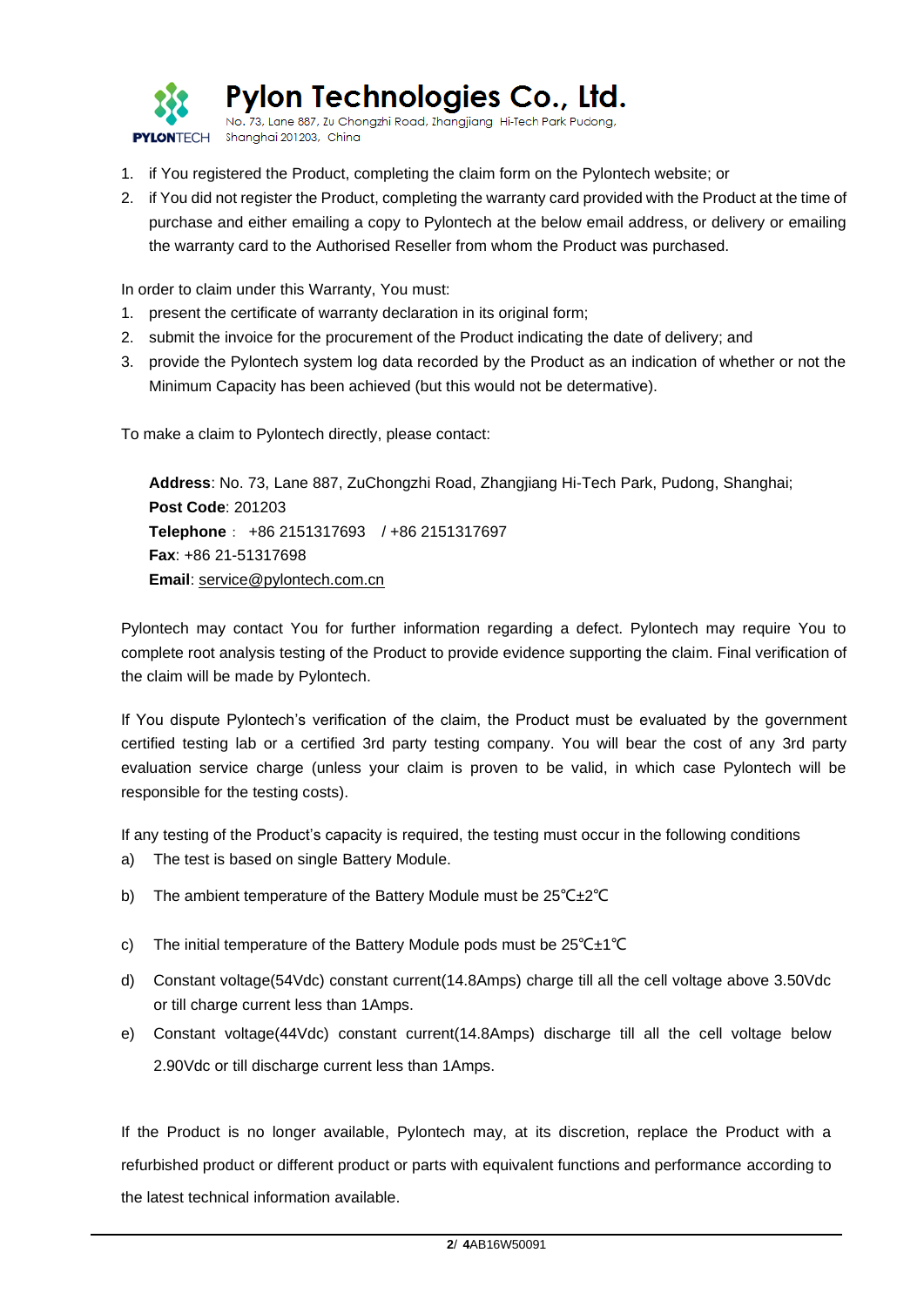1. if You registered the Product, completing the claim form on the Pylontech website; or
2. if You did not register the Product, completing the warranty card provided with the Product at the time of purchase and either emailing a copy to Pylontech at the below email address, or delivery or emailing the warranty card to the Authorised Reseller from whom the Product was purchased.

In order to claim under this Warranty, You must:

1. present the certificate of warranty declaration in its original form;
2. submit the invoice for the procurement of the Product indicating the date of delivery; and
3. provide the Pylontech system log data recorded by the Product as an indication of whether or not the Minimum Capacity has been achieved (but this would not be determative).

To make a claim to Pylontech directly, please contact:

**Address**: No. 73, Lane 887, ZuChongzhi Road, Zhangjiang Hi-Tech Park, Pudong, Shanghai;
**Post Code**: 201203
**Telephone**： +86 2151317693 / +86 2151317697
**Fax**: +86 21-51317698
**Email**: service@pylontech.com.cn

Pylontech may contact You for further information regarding a defect. Pylontech may require You to complete root analysis testing of the Product to provide evidence supporting the claim. Final verification of the claim will be made by Pylontech.

If You dispute Pylontech's verification of the claim, the Product must be evaluated by the government certified testing lab or a certified 3rd party testing company. You will bear the cost of any 3rd party evaluation service charge (unless your claim is proven to be valid, in which case Pylontech will be responsible for the testing costs).

If any testing of the Product's capacity is required, the testing must occur in the following conditions

a) The test is based on single Battery Module.

b) The ambient temperature of the Battery Module must be 25℃±2℃

c) The initial temperature of the Battery Module pods must be 25℃±1℃

d) Constant voltage(54Vdc) constant current(14.8Amps) charge till all the cell voltage above 3.50Vdc or till charge current less than 1Amps.

e) Constant voltage(44Vdc) constant current(14.8Amps) discharge till all the cell voltage below 2.90Vdc or till discharge current less than 1Amps.

If the Product is no longer available, Pylontech may, at its discretion, replace the Product with a refurbished product or different product or parts with equivalent functions and performance according to the latest technical information available.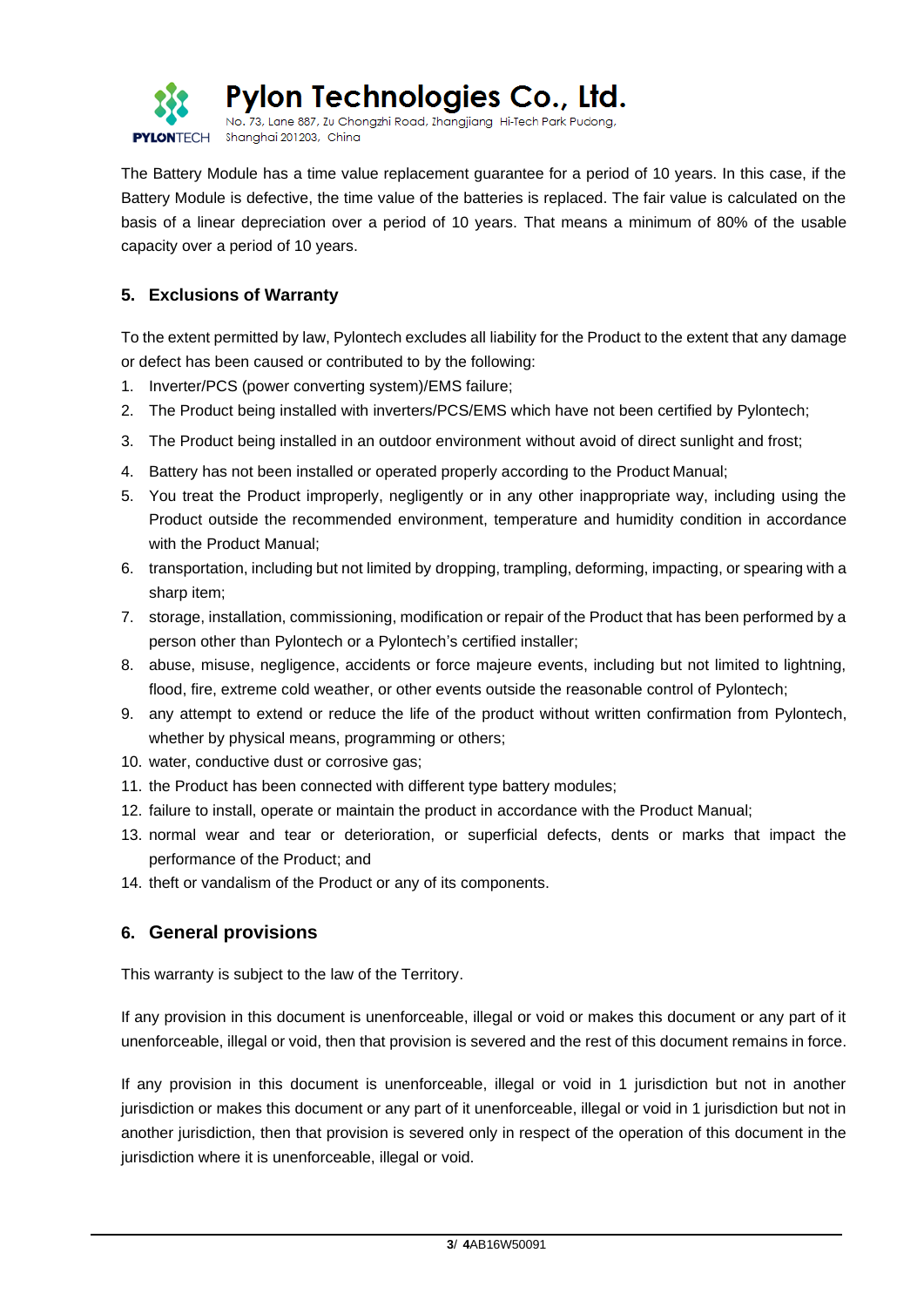The Battery Module has a time value replacement guarantee for a period of 10 years. In this case, if the Battery Module is defective, the time value of the batteries is replaced. The fair value is calculated on the basis of a linear depreciation over a period of 10 years. That means a minimum of 80% of the usable capacity over a period of 10 years.

## 5. Exclusions of Warranty

To the extent permitted by law, Pylontech excludes all liability for the Product to the extent that any damage or defect has been caused or contributed to by the following:

1. Inverter/PCS (power converting system)/EMS failure;
2. The Product being installed with inverters/PCS/EMS which have not been certified by Pylontech;
3. The Product being installed in an outdoor environment without avoid of direct sunlight and frost;
4. Battery has not been installed or operated properly according to the Product Manual;
5. You treat the Product improperly, negligently or in any other inappropriate way, including using the Product outside the recommended environment, temperature and humidity condition in accordance with the Product Manual;
6. transportation, including but not limited by dropping, trampling, deforming, impacting, or spearing with a sharp item;
7. storage, installation, commissioning, modification or repair of the Product that has been performed by a person other than Pylontech or a Pylontech's certified installer;
8. abuse, misuse, negligence, accidents or force majeure events, including but not limited to lightning, flood, fire, extreme cold weather, or other events outside the reasonable control of Pylontech;
9. any attempt to extend or reduce the life of the product without written confirmation from Pylontech, whether by physical means, programming or others;
10. water, conductive dust or corrosive gas;
11. the Product has been connected with different type battery modules;
12. failure to install, operate or maintain the product in accordance with the Product Manual;
13. normal wear and tear or deterioration, or superficial defects, dents or marks that impact the performance of the Product; and
14. theft or vandalism of the Product or any of its components.

## 6. General provisions

This warranty is subject to the law of the Territory.

If any provision in this document is unenforceable, illegal or void or makes this document or any part of it unenforceable, illegal or void, then that provision is severed and the rest of this document remains in force.

If any provision in this document is unenforceable, illegal or void in 1 jurisdiction but not in another jurisdiction or makes this document or any part of it unenforceable, illegal or void in 1 jurisdiction but not in another jurisdiction, then that provision is severed only in respect of the operation of this document in the jurisdiction where it is unenforceable, illegal or void.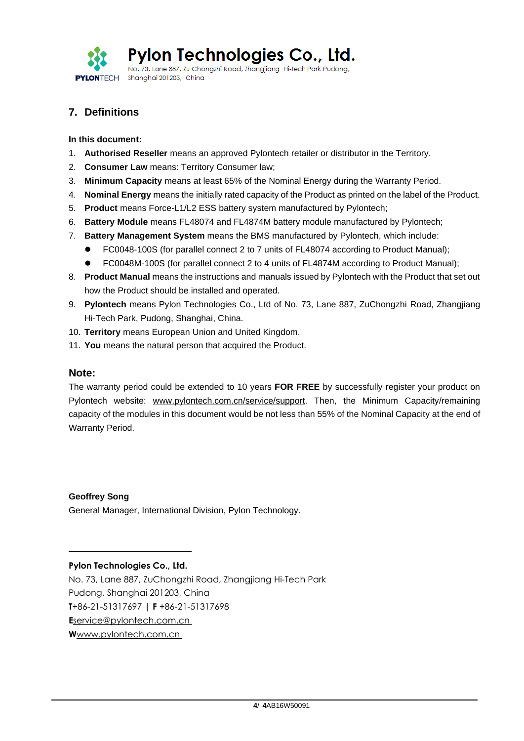## 7. Definitions

**In this document:**

1. **Authorised Reseller** means an approved Pylontech retailer or distributor in the Territory.
2. **Consumer Law** means: Territory Consumer law;
3. **Minimum Capacity** means at least 65% of the Nominal Energy during the Warranty Period.
4. **Nominal Energy** means the initially rated capacity of the Product as printed on the label of the Product.
5. **Product** means Force-L1/L2 ESS battery system manufactured by Pylontech;
6. **Battery Module** means FL48074 and FL4874M battery module manufactured by Pylontech;
7. **Battery Management System** means the BMS manufactured by Pylontech, which include:
   - FC0048-100S (for parallel connect 2 to 7 units of FL48074 according to Product Manual);
   - FC0048M-100S (for parallel connect 2 to 4 units of FL4874M according to Product Manual);
8. **Product Manual** means the instructions and manuals issued by Pylontech with the Product that set out how the Product should be installed and operated.
9. **Pylontech** means Pylon Technologies Co., Ltd of No. 73, Lane 887, ZuChongzhi Road, Zhangjiang Hi-Tech Park, Pudong, Shanghai, China.
10. **Territory** means European Union and United Kingdom.
11. **You** means the natural person that acquired the Product.

## Note:

The warranty period could be extended to 10 years **FOR FREE** by successfully register your product on Pylontech website: www.pylontech.com.cn/service/support. Then, the Minimum Capacity/remaining capacity of the modules in this document would be not less than 55% of the Nominal Capacity at the end of Warranty Period.

**Geoffrey Song**
General Manager, International Division, Pylon Technology.

---

**Pylon Technologies Co., Ltd.**
No. 73, Lane 887, ZuChongzhi Road, Zhangjiang Hi-Tech Park
Pudong, Shanghai 201203, China
**T**+86-21-51317697 | **F** +86-21-51317698
**E**service@pylontech.com.cn
**W**www.pylontech.com.cn